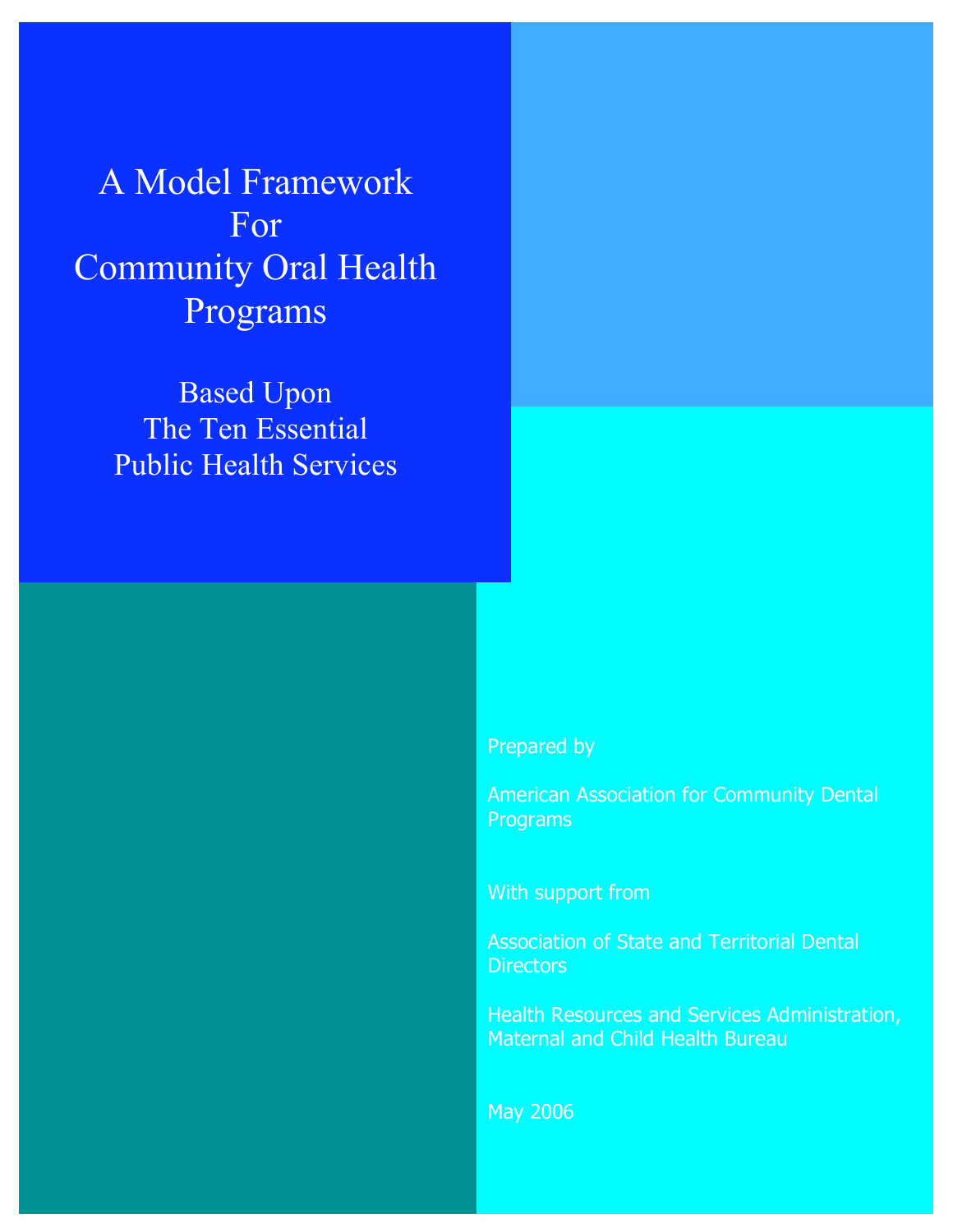# A Model Framework For Community Oral Health Programs

## Based Upon The Ten Essential Public Health Services

Prepared by

American Association for Community Dental Programs

With support from

Association of State and Territorial Dental Directors

Health Resources and Services Administration, Maternal and Child Health Bureau

May 2006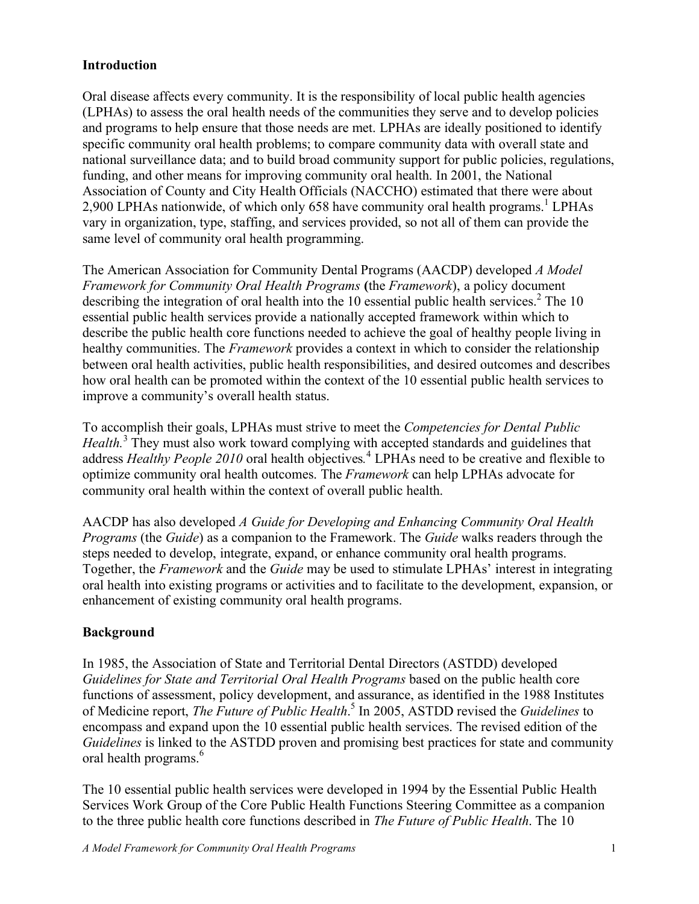## Introduction

Oral disease affects every community. It is the responsibility of local public health agencies (LPHAs) to assess the oral health needs of the communities they serve and to develop policies and programs to help ensure that those needs are met. LPHAs are ideally positioned to identify specific community oral health problems; to compare community data with overall state and national surveillance data; and to build broad community support for public policies, regulations, funding, and other means for improving community oral health. In 2001, the National Association of County and City Health Officials (NACCHO) estimated that there were about 2,900 LPHAs nationwide, of which only 658 have community oral health programs.[1] LPHAs vary in organization, type, staffing, and services provided, so not all of them can provide the same level of community oral health programming.

The American Association for Community Dental Programs (AACDP) developed *A Model Framework for Community Oral Health Programs* **(**the *Framework*), a policy document describing the integration of oral health into the 10 essential public health services.[2] The 10 essential public health services provide a nationally accepted framework within which to describe the public health core functions needed to achieve the goal of healthy people living in healthy communities. The *Framework* provides a context in which to consider the relationship between oral health activities, public health responsibilities, and desired outcomes and describes how oral health can be promoted within the context of the 10 essential public health services to improve a community's overall health status.

To accomplish their goals, LPHAs must strive to meet the *Competencies for Dental Public Health.*[3] They must also work toward complying with accepted standards and guidelines that address *Healthy People 2010* oral health objectives*.*[4] LPHAs need to be creative and flexible to optimize community oral health outcomes. The *Framework* can help LPHAs advocate for community oral health within the context of overall public health.

AACDP has also developed *A Guide for Developing and Enhancing Community Oral Health Programs* (the *Guide*) as a companion to the Framework. The *Guide* walks readers through the steps needed to develop, integrate, expand, or enhance community oral health programs. Together, the *Framework* and the *Guide* may be used to stimulate LPHAs' interest in integrating oral health into existing programs or activities and to facilitate to the development, expansion, or enhancement of existing community oral health programs.

## Background

In 1985, the Association of State and Territorial Dental Directors (ASTDD) developed *Guidelines for State and Territorial Oral Health Programs* based on the public health core functions of assessment, policy development, and assurance, as identified in the 1988 Institutes of Medicine report, *The Future of Public Health*.[5] In 2005, ASTDD revised the *Guidelines* to encompass and expand upon the 10 essential public health services. The revised edition of the *Guidelines* is linked to the ASTDD proven and promising best practices for state and community oral health programs.[6]

The 10 essential public health services were developed in 1994 by the Essential Public Health Services Work Group of the Core Public Health Functions Steering Committee as a companion to the three public health core functions described in *The Future of Public Health*. The 10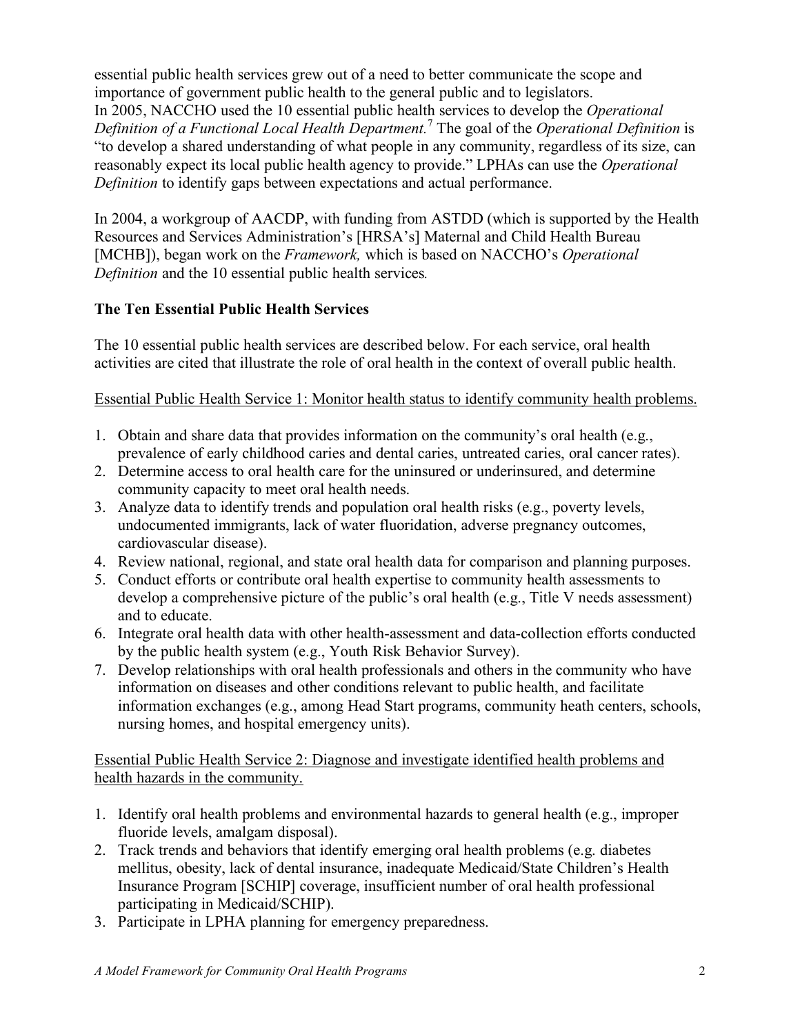essential public health services grew out of a need to better communicate the scope and importance of government public health to the general public and to legislators.
In 2005, NACCHO used the 10 essential public health services to develop the *Operational Definition of a Functional Local Health Department.*[7] The goal of the *Operational Definition* is "to develop a shared understanding of what people in any community, regardless of its size, can reasonably expect its local public health agency to provide." LPHAs can use the *Operational Definition* to identify gaps between expectations and actual performance.

In 2004, a workgroup of AACDP, with funding from ASTDD (which is supported by the Health Resources and Services Administration's [HRSA's] Maternal and Child Health Bureau [MCHB]), began work on the *Framework,* which is based on NACCHO's *Operational Definition* and the 10 essential public health services*.*

### The Ten Essential Public Health Services

The 10 essential public health services are described below. For each service, oral health activities are cited that illustrate the role of oral health in the context of overall public health.

Essential Public Health Service 1: Monitor health status to identify community health problems.

1. Obtain and share data that provides information on the community's oral health (e.g., prevalence of early childhood caries and dental caries, untreated caries, oral cancer rates).
2. Determine access to oral health care for the uninsured or underinsured, and determine community capacity to meet oral health needs.
3. Analyze data to identify trends and population oral health risks (e.g., poverty levels, undocumented immigrants, lack of water fluoridation, adverse pregnancy outcomes, cardiovascular disease).
4. Review national, regional, and state oral health data for comparison and planning purposes.
5. Conduct efforts or contribute oral health expertise to community health assessments to develop a comprehensive picture of the public's oral health (e.g., Title V needs assessment) and to educate.
6. Integrate oral health data with other health-assessment and data-collection efforts conducted by the public health system (e.g., Youth Risk Behavior Survey).
7. Develop relationships with oral health professionals and others in the community who have information on diseases and other conditions relevant to public health, and facilitate information exchanges (e.g., among Head Start programs, community heath centers, schools, nursing homes, and hospital emergency units).

Essential Public Health Service 2: Diagnose and investigate identified health problems and health hazards in the community.

1. Identify oral health problems and environmental hazards to general health (e.g., improper fluoride levels, amalgam disposal).
2. Track trends and behaviors that identify emerging oral health problems (e.g. diabetes mellitus, obesity, lack of dental insurance, inadequate Medicaid/State Children's Health Insurance Program [SCHIP] coverage, insufficient number of oral health professional participating in Medicaid/SCHIP).
3. Participate in LPHA planning for emergency preparedness.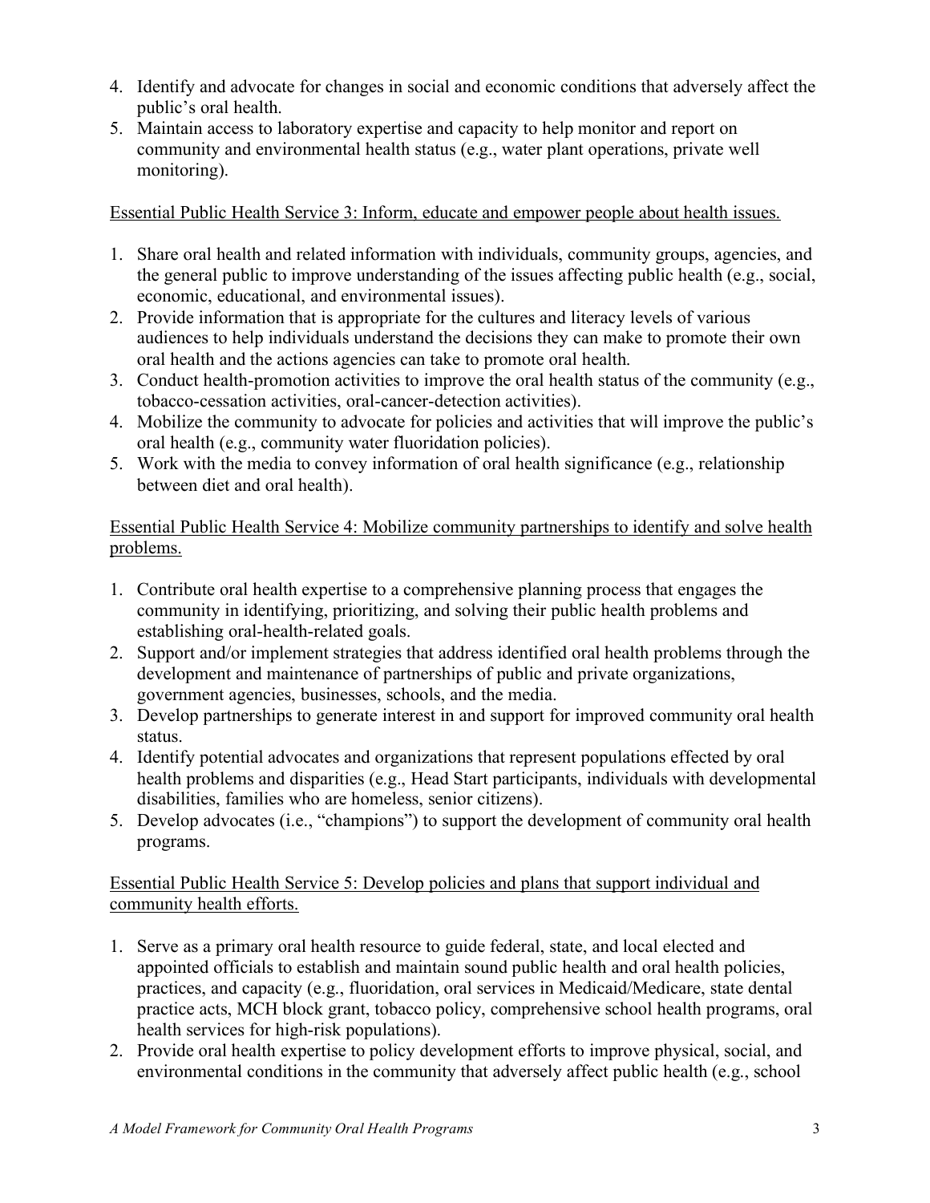4. Identify and advocate for changes in social and economic conditions that adversely affect the public's oral health.
5. Maintain access to laboratory expertise and capacity to help monitor and report on community and environmental health status (e.g., water plant operations, private well monitoring).

Essential Public Health Service 3: Inform, educate and empower people about health issues.

1. Share oral health and related information with individuals, community groups, agencies, and the general public to improve understanding of the issues affecting public health (e.g., social, economic, educational, and environmental issues).
2. Provide information that is appropriate for the cultures and literacy levels of various audiences to help individuals understand the decisions they can make to promote their own oral health and the actions agencies can take to promote oral health.
3. Conduct health-promotion activities to improve the oral health status of the community (e.g., tobacco-cessation activities, oral-cancer-detection activities).
4. Mobilize the community to advocate for policies and activities that will improve the public's oral health (e.g., community water fluoridation policies).
5. Work with the media to convey information of oral health significance (e.g., relationship between diet and oral health).

Essential Public Health Service 4: Mobilize community partnerships to identify and solve health problems.

1. Contribute oral health expertise to a comprehensive planning process that engages the community in identifying, prioritizing, and solving their public health problems and establishing oral-health-related goals.
2. Support and/or implement strategies that address identified oral health problems through the development and maintenance of partnerships of public and private organizations, government agencies, businesses, schools, and the media.
3. Develop partnerships to generate interest in and support for improved community oral health status.
4. Identify potential advocates and organizations that represent populations effected by oral health problems and disparities (e.g., Head Start participants, individuals with developmental disabilities, families who are homeless, senior citizens).
5. Develop advocates (i.e., "champions") to support the development of community oral health programs.

Essential Public Health Service 5: Develop policies and plans that support individual and community health efforts.

1. Serve as a primary oral health resource to guide federal, state, and local elected and appointed officials to establish and maintain sound public health and oral health policies, practices, and capacity (e.g., fluoridation, oral services in Medicaid/Medicare, state dental practice acts, MCH block grant, tobacco policy, comprehensive school health programs, oral health services for high-risk populations).
2. Provide oral health expertise to policy development efforts to improve physical, social, and environmental conditions in the community that adversely affect public health (e.g., school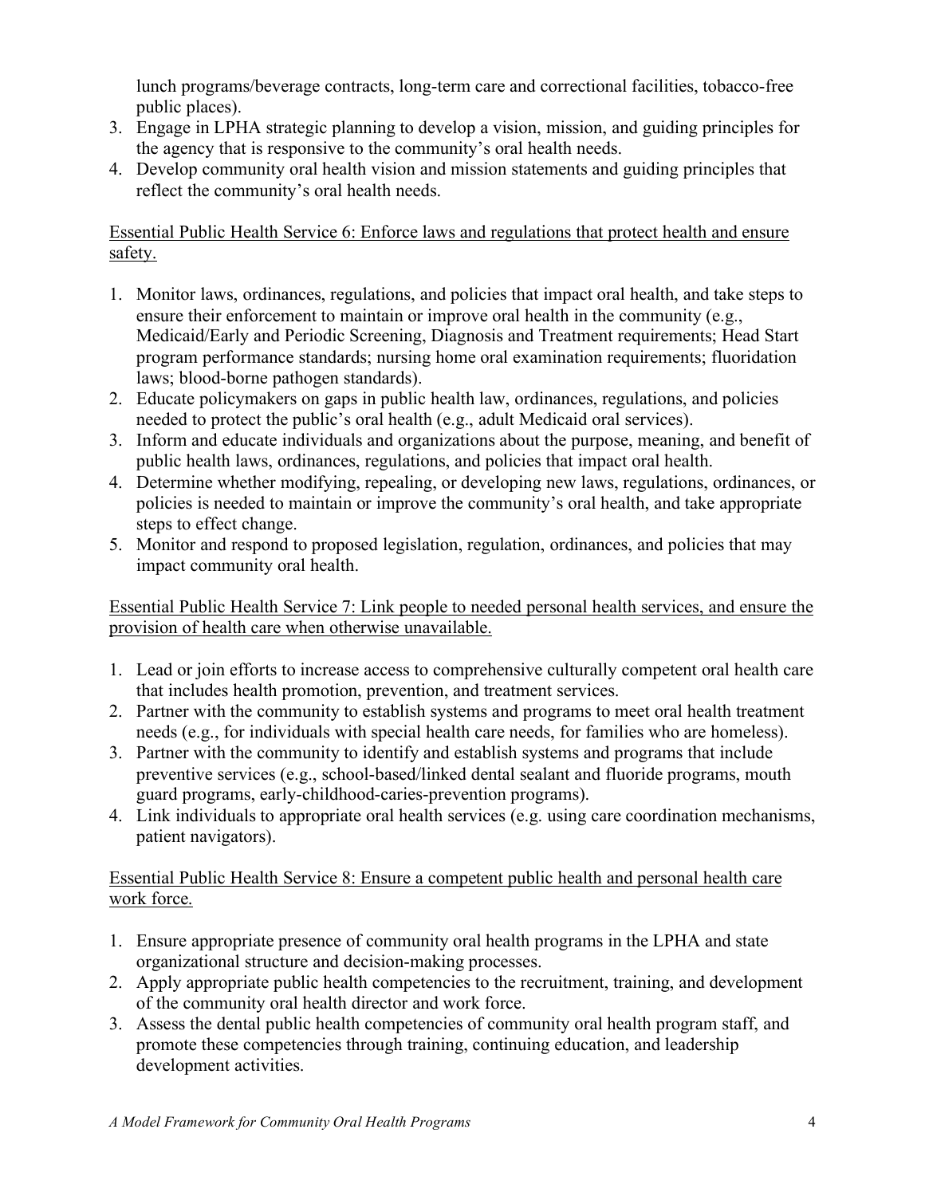lunch programs/beverage contracts, long-term care and correctional facilities, tobacco-free public places).

3. Engage in LPHA strategic planning to develop a vision, mission, and guiding principles for the agency that is responsive to the community's oral health needs.
4. Develop community oral health vision and mission statements and guiding principles that reflect the community's oral health needs.

<u>Essential Public Health Service 6: Enforce laws and regulations that protect health and ensure safety.</u>

1. Monitor laws, ordinances, regulations, and policies that impact oral health, and take steps to ensure their enforcement to maintain or improve oral health in the community (e.g., Medicaid/Early and Periodic Screening, Diagnosis and Treatment requirements; Head Start program performance standards; nursing home oral examination requirements; fluoridation laws; blood-borne pathogen standards).
2. Educate policymakers on gaps in public health law, ordinances, regulations, and policies needed to protect the public's oral health (e.g., adult Medicaid oral services).
3. Inform and educate individuals and organizations about the purpose, meaning, and benefit of public health laws, ordinances, regulations, and policies that impact oral health.
4. Determine whether modifying, repealing, or developing new laws, regulations, ordinances, or policies is needed to maintain or improve the community's oral health, and take appropriate steps to effect change.
5. Monitor and respond to proposed legislation, regulation, ordinances, and policies that may impact community oral health.

<u>Essential Public Health Service 7: Link people to needed personal health services, and ensure the provision of health care when otherwise unavailable.</u>

1. Lead or join efforts to increase access to comprehensive culturally competent oral health care that includes health promotion, prevention, and treatment services.
2. Partner with the community to establish systems and programs to meet oral health treatment needs (e.g., for individuals with special health care needs, for families who are homeless).
3. Partner with the community to identify and establish systems and programs that include preventive services (e.g., school-based/linked dental sealant and fluoride programs, mouth guard programs, early-childhood-caries-prevention programs).
4. Link individuals to appropriate oral health services (e.g. using care coordination mechanisms, patient navigators).

<u>Essential Public Health Service 8: Ensure a competent public health and personal health care work force.</u>

1. Ensure appropriate presence of community oral health programs in the LPHA and state organizational structure and decision-making processes.
2. Apply appropriate public health competencies to the recruitment, training, and development of the community oral health director and work force.
3. Assess the dental public health competencies of community oral health program staff, and promote these competencies through training, continuing education, and leadership development activities.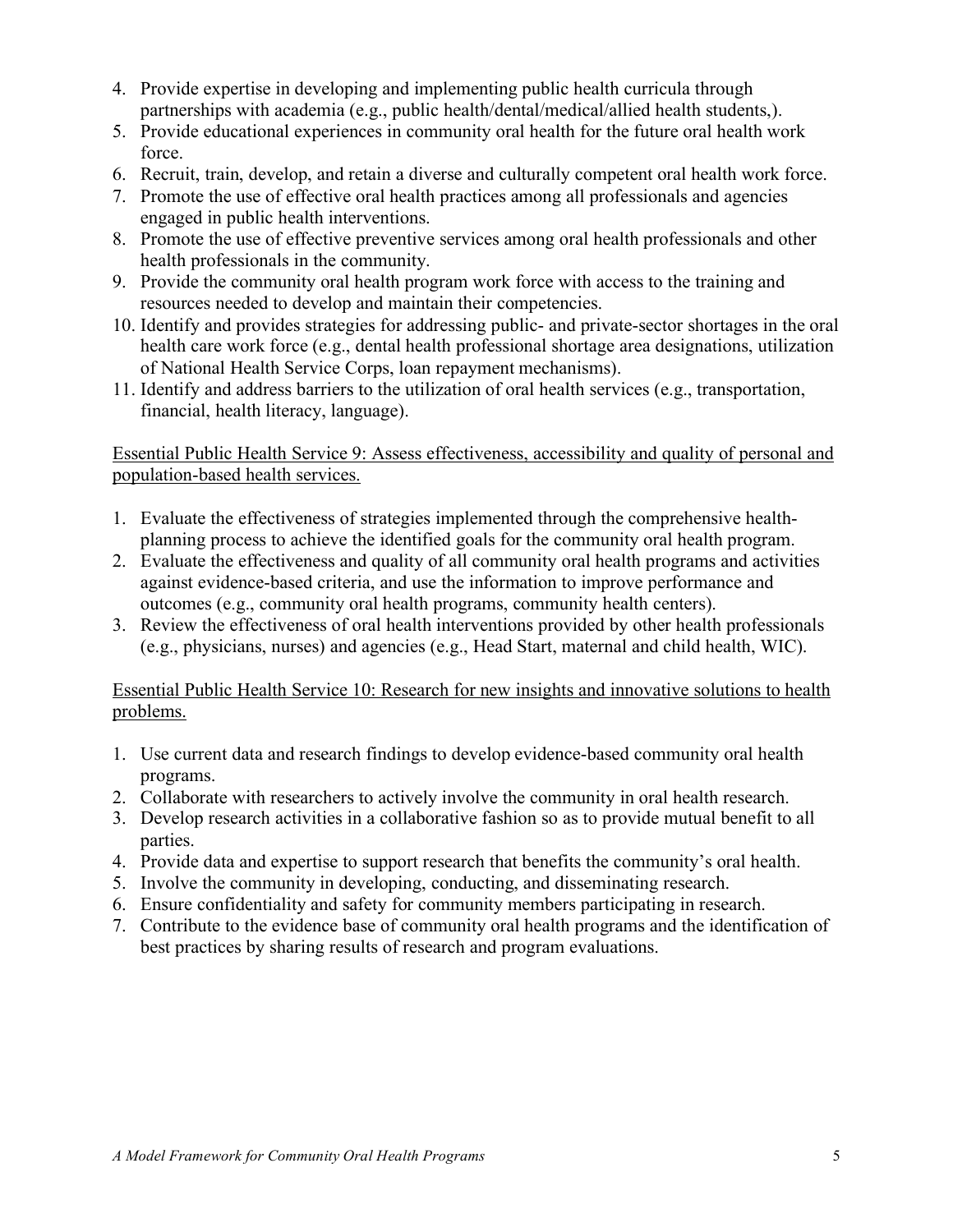4. Provide expertise in developing and implementing public health curricula through partnerships with academia (e.g., public health/dental/medical/allied health students,).
5. Provide educational experiences in community oral health for the future oral health work force.
6. Recruit, train, develop, and retain a diverse and culturally competent oral health work force.
7. Promote the use of effective oral health practices among all professionals and agencies engaged in public health interventions.
8. Promote the use of effective preventive services among oral health professionals and other health professionals in the community.
9. Provide the community oral health program work force with access to the training and resources needed to develop and maintain their competencies.
10. Identify and provides strategies for addressing public- and private-sector shortages in the oral health care work force (e.g., dental health professional shortage area designations, utilization of National Health Service Corps, loan repayment mechanisms).
11. Identify and address barriers to the utilization of oral health services (e.g., transportation, financial, health literacy, language).

<u>Essential Public Health Service 9: Assess effectiveness, accessibility and quality of personal and population-based health services.</u>

1. Evaluate the effectiveness of strategies implemented through the comprehensive health-planning process to achieve the identified goals for the community oral health program.
2. Evaluate the effectiveness and quality of all community oral health programs and activities against evidence-based criteria, and use the information to improve performance and outcomes (e.g., community oral health programs, community health centers).
3. Review the effectiveness of oral health interventions provided by other health professionals (e.g., physicians, nurses) and agencies (e.g., Head Start, maternal and child health, WIC).

<u>Essential Public Health Service 10: Research for new insights and innovative solutions to health problems.</u>

1. Use current data and research findings to develop evidence-based community oral health programs.
2. Collaborate with researchers to actively involve the community in oral health research.
3. Develop research activities in a collaborative fashion so as to provide mutual benefit to all parties.
4. Provide data and expertise to support research that benefits the community's oral health.
5. Involve the community in developing, conducting, and disseminating research.
6. Ensure confidentiality and safety for community members participating in research.
7. Contribute to the evidence base of community oral health programs and the identification of best practices by sharing results of research and program evaluations.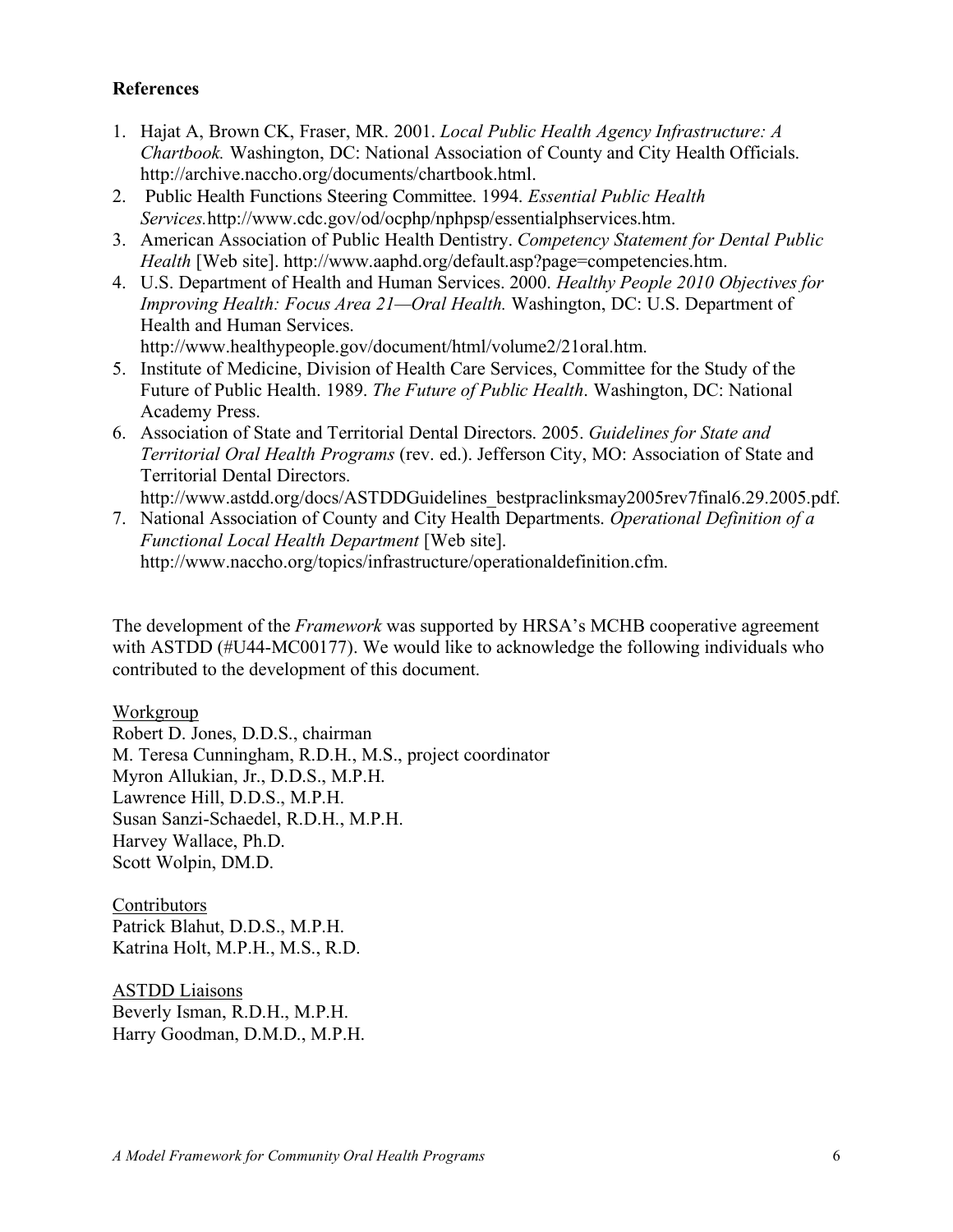**References**

1. Hajat A, Brown CK, Fraser, MR. 2001. *Local Public Health Agency Infrastructure: A Chartbook.* Washington, DC: National Association of County and City Health Officials. http://archive.naccho.org/documents/chartbook.html.
2. Public Health Functions Steering Committee. 1994. *Essential Public Health Services.*http://www.cdc.gov/od/ocphp/nphpsp/essentialphservices.htm.
3. American Association of Public Health Dentistry. *Competency Statement for Dental Public Health* [Web site]. http://www.aaphd.org/default.asp?page=competencies.htm.
4. U.S. Department of Health and Human Services. 2000. *Healthy People 2010 Objectives for Improving Health: Focus Area 21—Oral Health.* Washington, DC: U.S. Department of Health and Human Services. http://www.healthypeople.gov/document/html/volume2/21oral.htm.
5. Institute of Medicine, Division of Health Care Services, Committee for the Study of the Future of Public Health. 1989. *The Future of Public Health*. Washington, DC: National Academy Press.
6. Association of State and Territorial Dental Directors. 2005. *Guidelines for State and Territorial Oral Health Programs* (rev. ed.). Jefferson City, MO: Association of State and Territorial Dental Directors. http://www.astdd.org/docs/ASTDDGuidelines_bestpraclinksmay2005rev7final6.29.2005.pdf.
7. National Association of County and City Health Departments. *Operational Definition of a Functional Local Health Department* [Web site]. http://www.naccho.org/topics/infrastructure/operationaldefinition.cfm.

The development of the *Framework* was supported by HRSA's MCHB cooperative agreement with ASTDD (#U44-MC00177). We would like to acknowledge the following individuals who contributed to the development of this document.

Workgroup
Robert D. Jones, D.D.S., chairman
M. Teresa Cunningham, R.D.H., M.S., project coordinator
Myron Allukian, Jr., D.D.S., M.P.H.
Lawrence Hill, D.D.S., M.P.H.
Susan Sanzi-Schaedel, R.D.H., M.P.H.
Harvey Wallace, Ph.D.
Scott Wolpin, DM.D.

Contributors
Patrick Blahut, D.D.S., M.P.H.
Katrina Holt, M.P.H., M.S., R.D.

ASTDD Liaisons
Beverly Isman, R.D.H., M.P.H.
Harry Goodman, D.M.D., M.P.H.